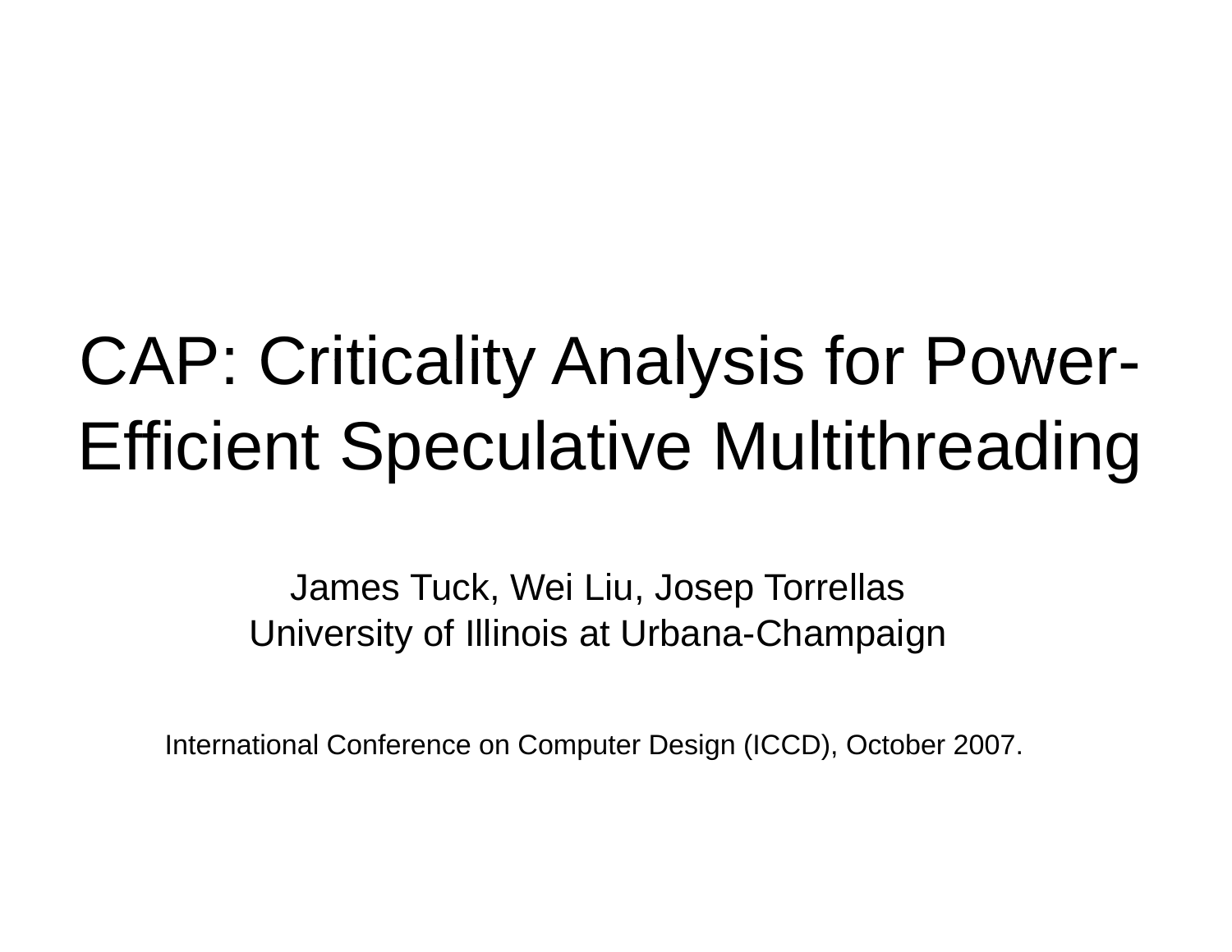# CAP: Criticality Analysis for Power-Efficient Speculative Multithreading

James Tuck, Wei Liu, Josep Torrellas
University of Illinois at Urbana-Champaign

International Conference on Computer Design (ICCD), October 2007.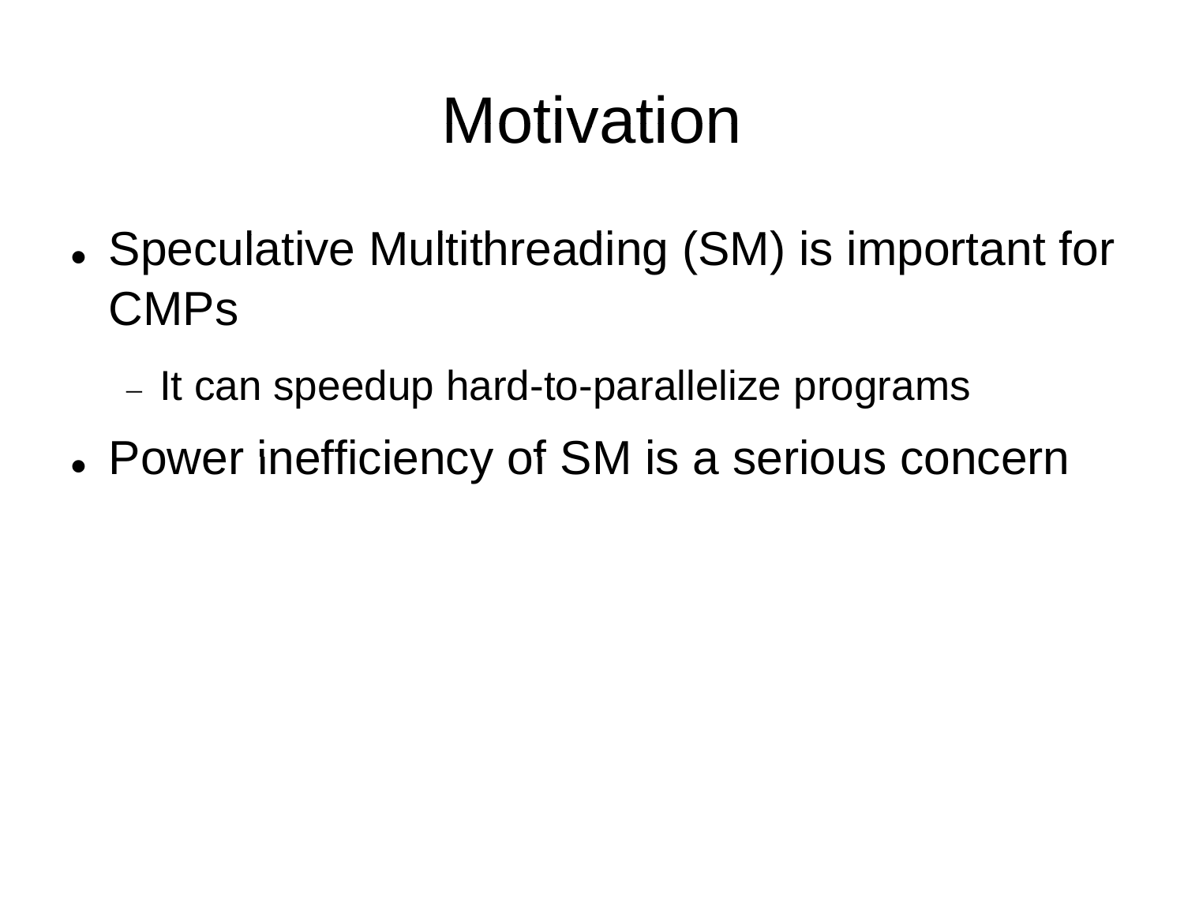# Motivation

- Speculative Multithreading (SM) is important for CMPs
  - It can speedup hard-to-parallelize programs
- Power inefficiency of SM is a serious concern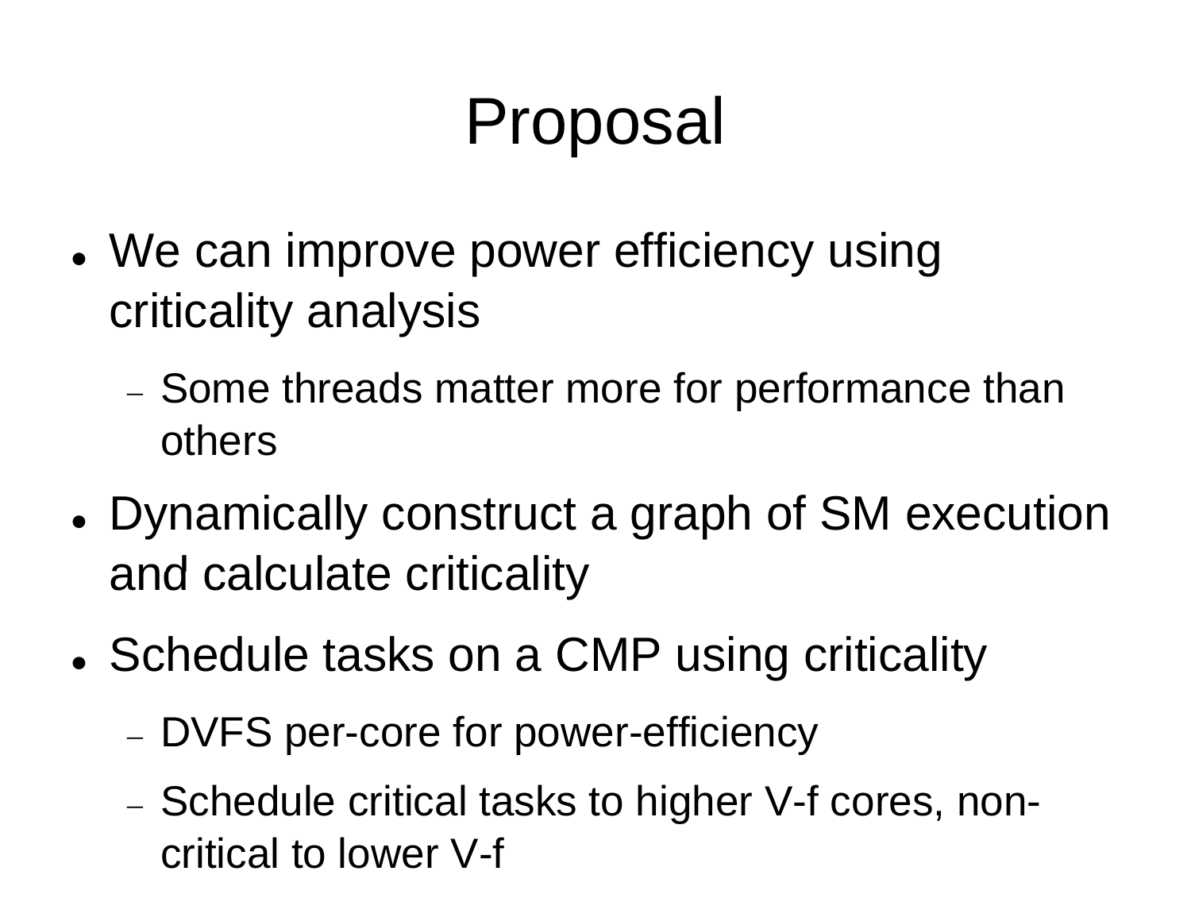# Proposal

- We can improve power efficiency using criticality analysis
  - Some threads matter more for performance than others
- Dynamically construct a graph of SM execution and calculate criticality
- Schedule tasks on a CMP using criticality
  - DVFS per-core for power-efficiency
  - Schedule critical tasks to higher V-f cores, non-critical to lower V-f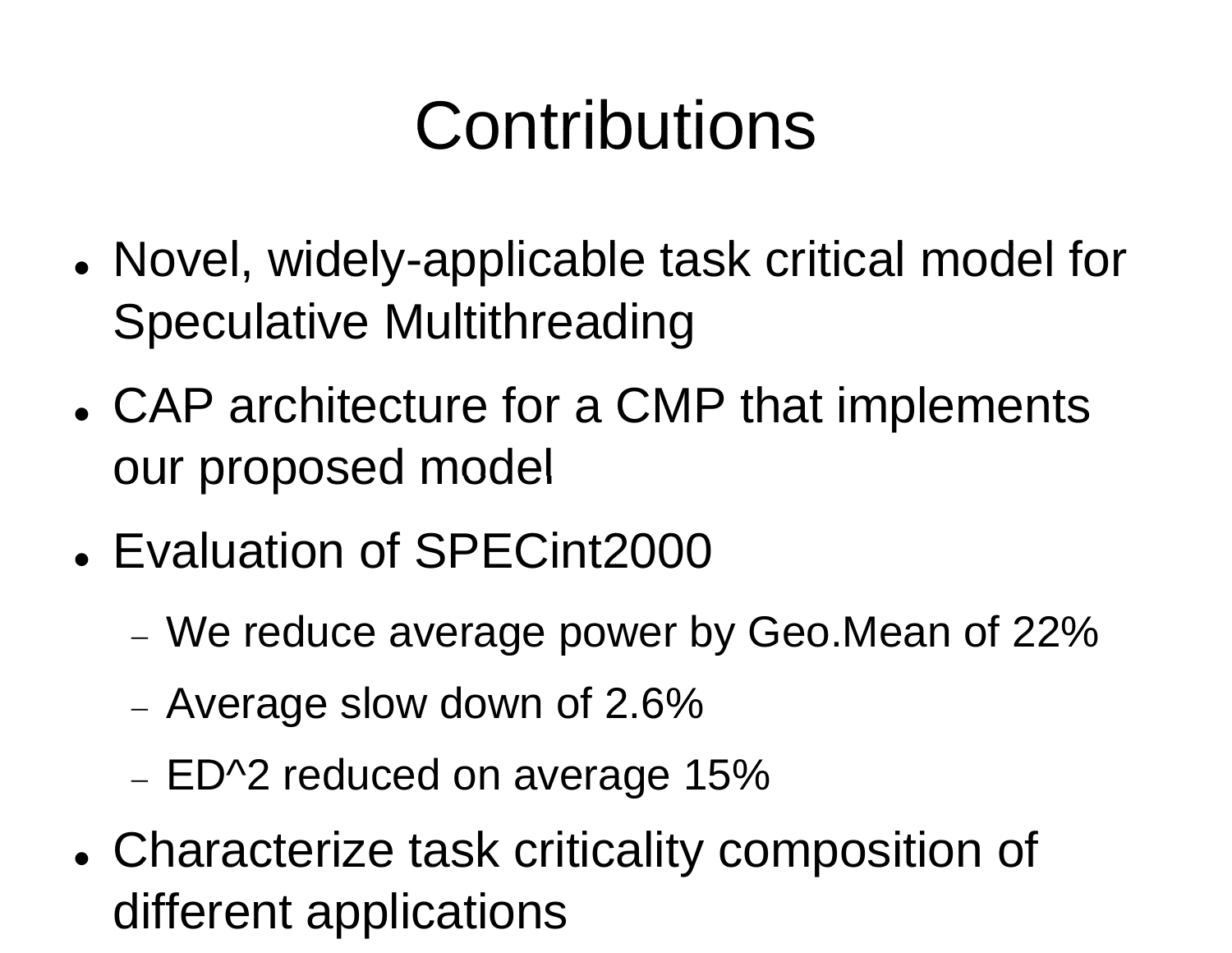# Contributions

- Novel, widely-applicable task critical model for Speculative Multithreading
- CAP architecture for a CMP that implements our proposed model
- Evaluation of SPECint2000
  - We reduce average power by Geo.Mean of 22%
  - Average slow down of 2.6%
  - ED^2 reduced on average 15%
- Characterize task criticality composition of different applications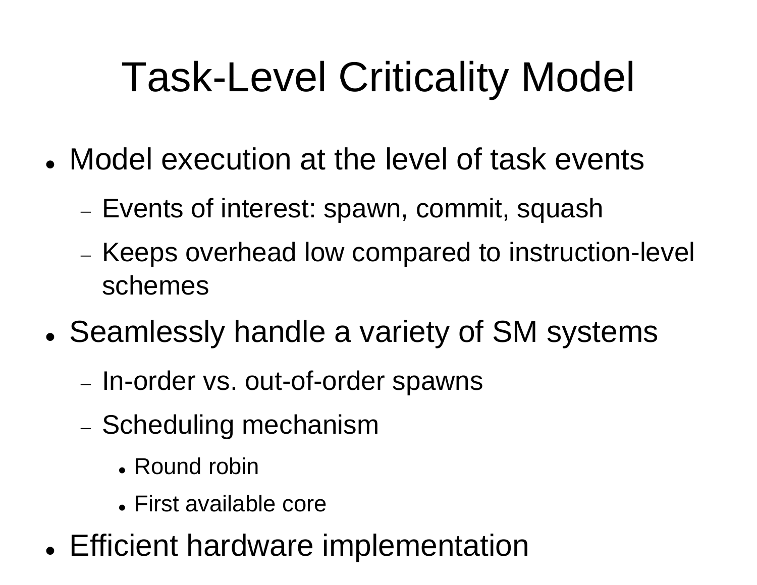# Task-Level Criticality Model

- Model execution at the level of task events
  - Events of interest: spawn, commit, squash
  - Keeps overhead low compared to instruction-level schemes
- Seamlessly handle a variety of SM systems
  - In-order vs. out-of-order spawns
  - Scheduling mechanism
    - Round robin
    - First available core
- Efficient hardware implementation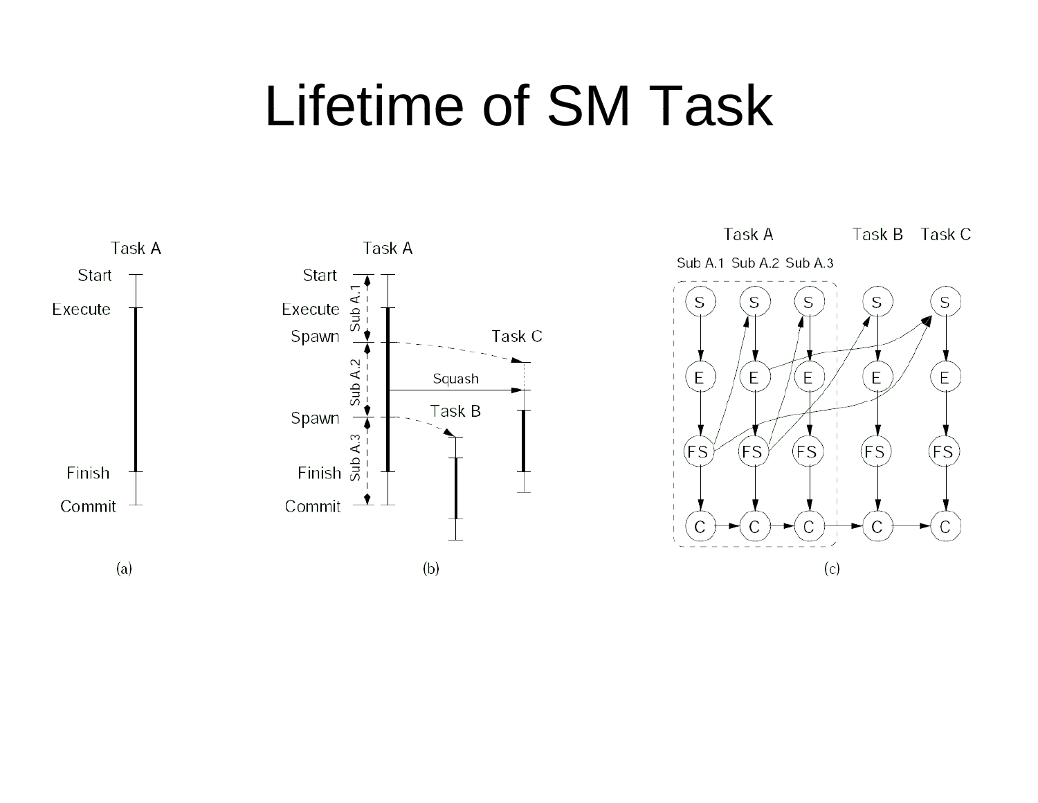# Lifetime of SM Task

Task A

Start

Execute

Finish

Commit

(a)

Task A

Start

Execute

Spawn

Spawn

Finish

Commit

Sub A.1

Sub A.2

Sub A.3

Task C

Squash

Task B

(b)

Task A

Task B

Task C

Sub A.1 Sub A.2 Sub A.3

S S S S S

E E E E E

FS FS FS FS FS

C C C C C

(c)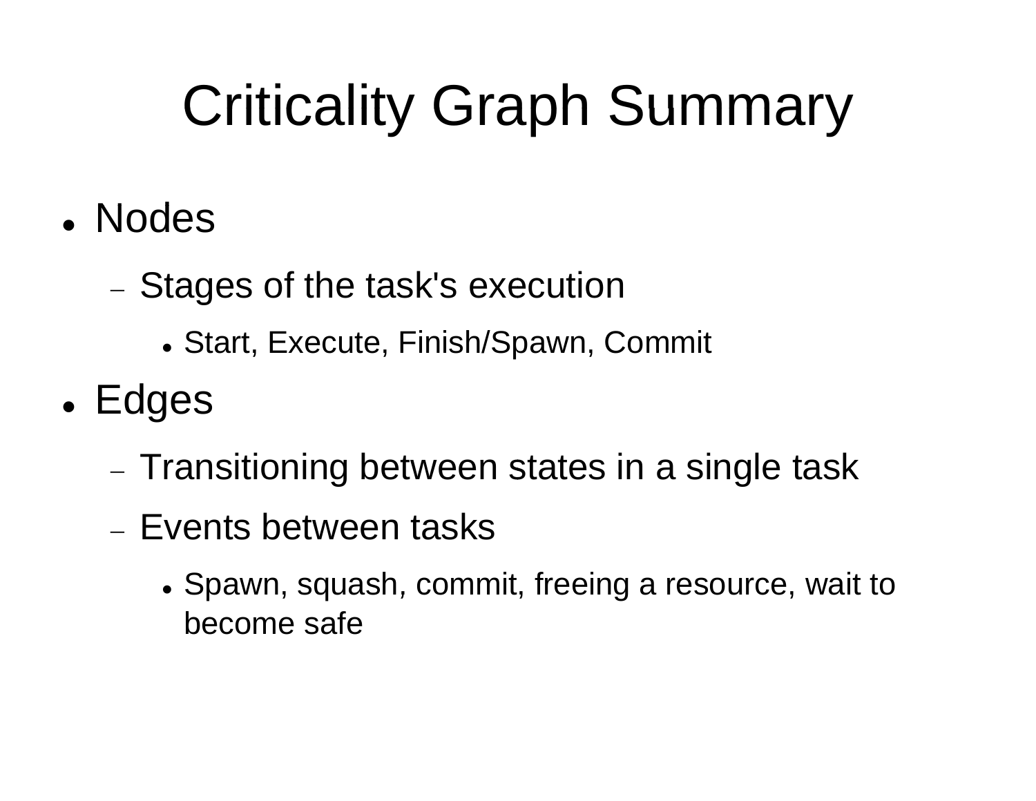# Criticality Graph Summary

- Nodes
  - Stages of the task's execution
    - Start, Execute, Finish/Spawn, Commit
- Edges
  - Transitioning between states in a single task
  - Events between tasks
    - Spawn, squash, commit, freeing a resource, wait to become safe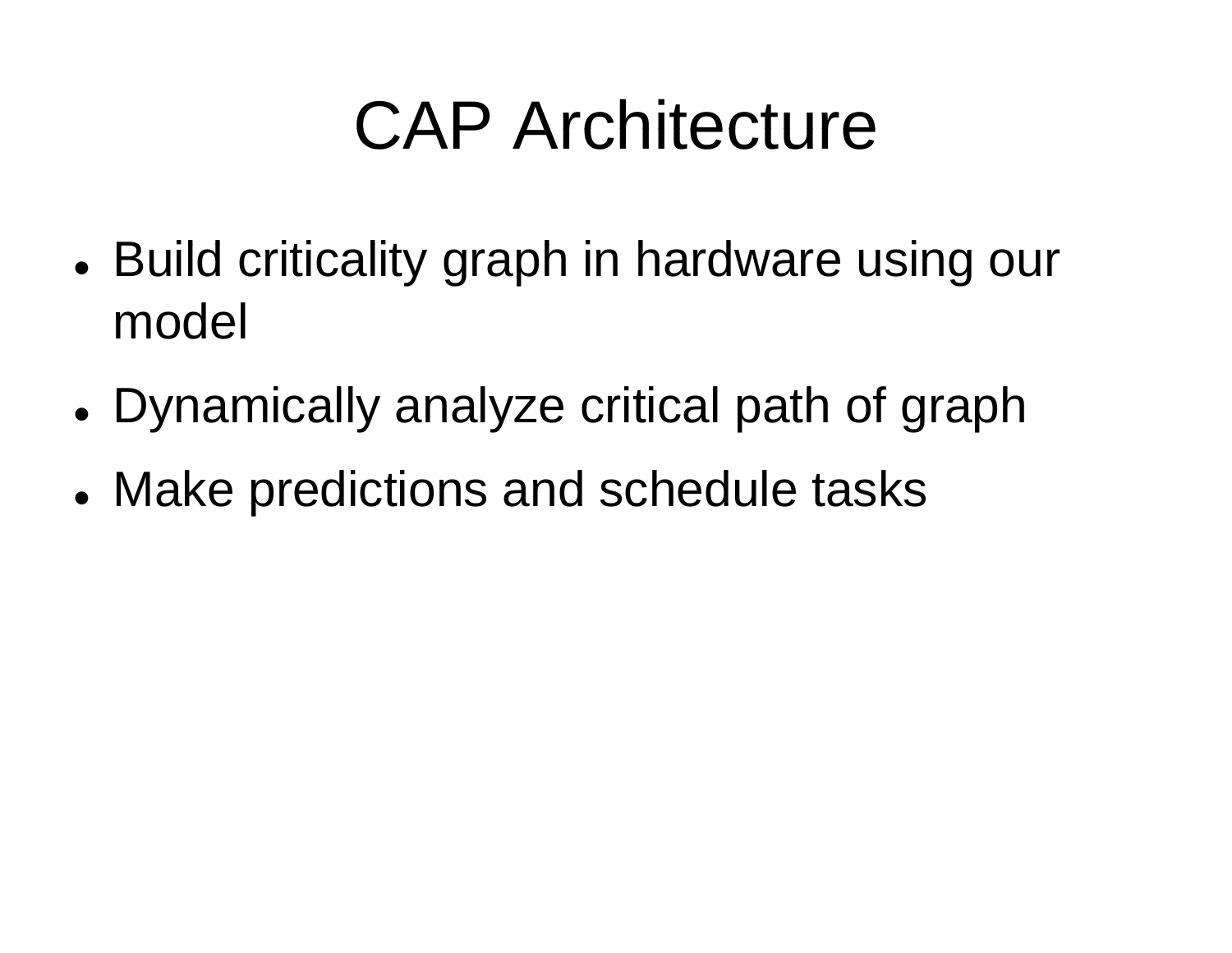# CAP Architecture

- Build criticality graph in hardware using our model
- Dynamically analyze critical path of graph
- Make predictions and schedule tasks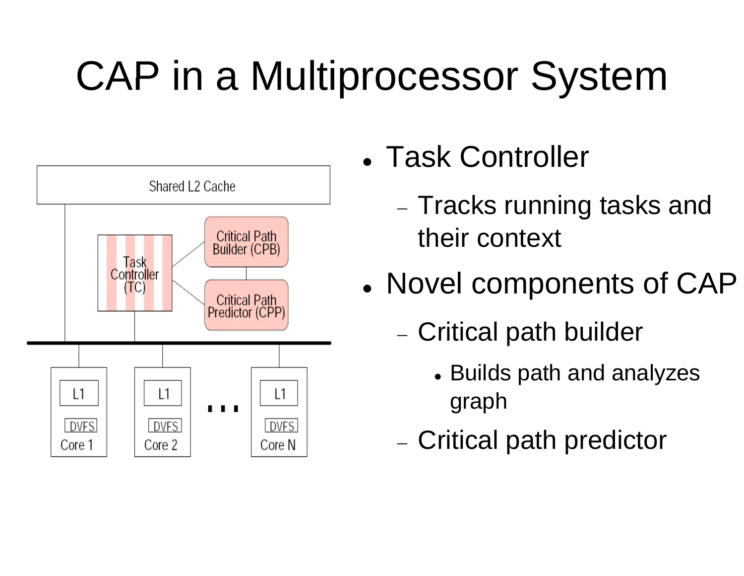# CAP in a Multiprocessor System

- Task Controller
  - Tracks running tasks and their context
- Novel components of CAP
  - Critical path builder
    - Builds path and analyzes graph
  - Critical path predictor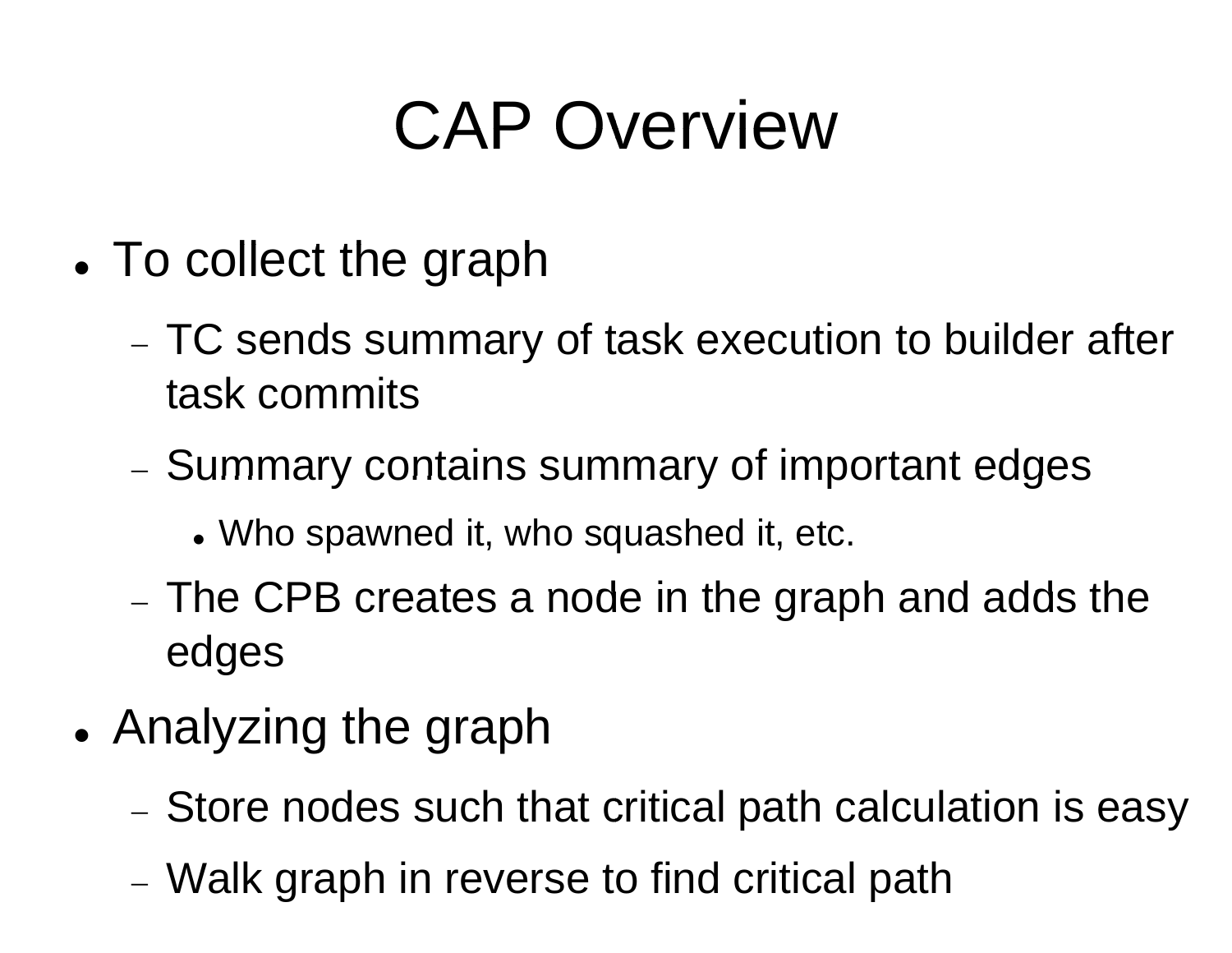# CAP Overview

- To collect the graph
  - TC sends summary of task execution to builder after task commits
  - Summary contains summary of important edges
    - Who spawned it, who squashed it, etc.
  - The CPB creates a node in the graph and adds the edges
- Analyzing the graph
  - Store nodes such that critical path calculation is easy
  - Walk graph in reverse to find critical path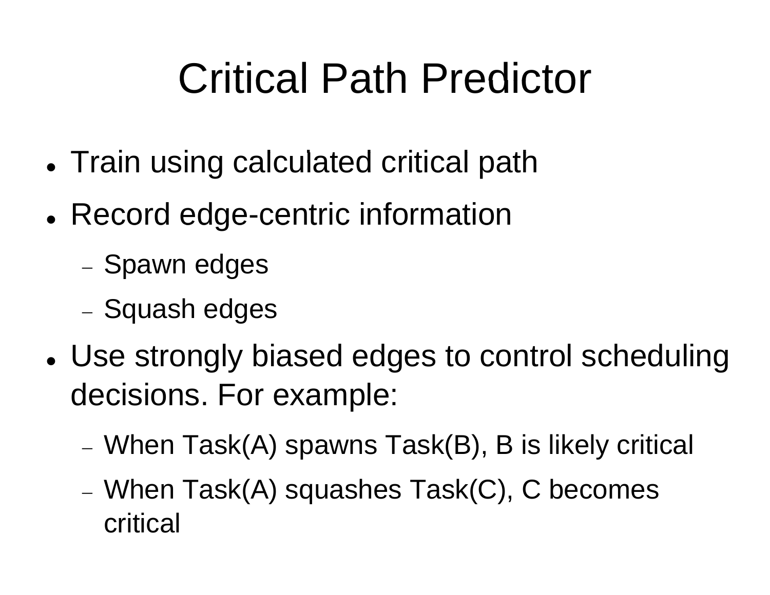# Critical Path Predictor

- Train using calculated critical path
- Record edge-centric information
  - Spawn edges
  - Squash edges
- Use strongly biased edges to control scheduling decisions. For example:
  - When Task(A) spawns Task(B), B is likely critical
  - When Task(A) squashes Task(C), C becomes critical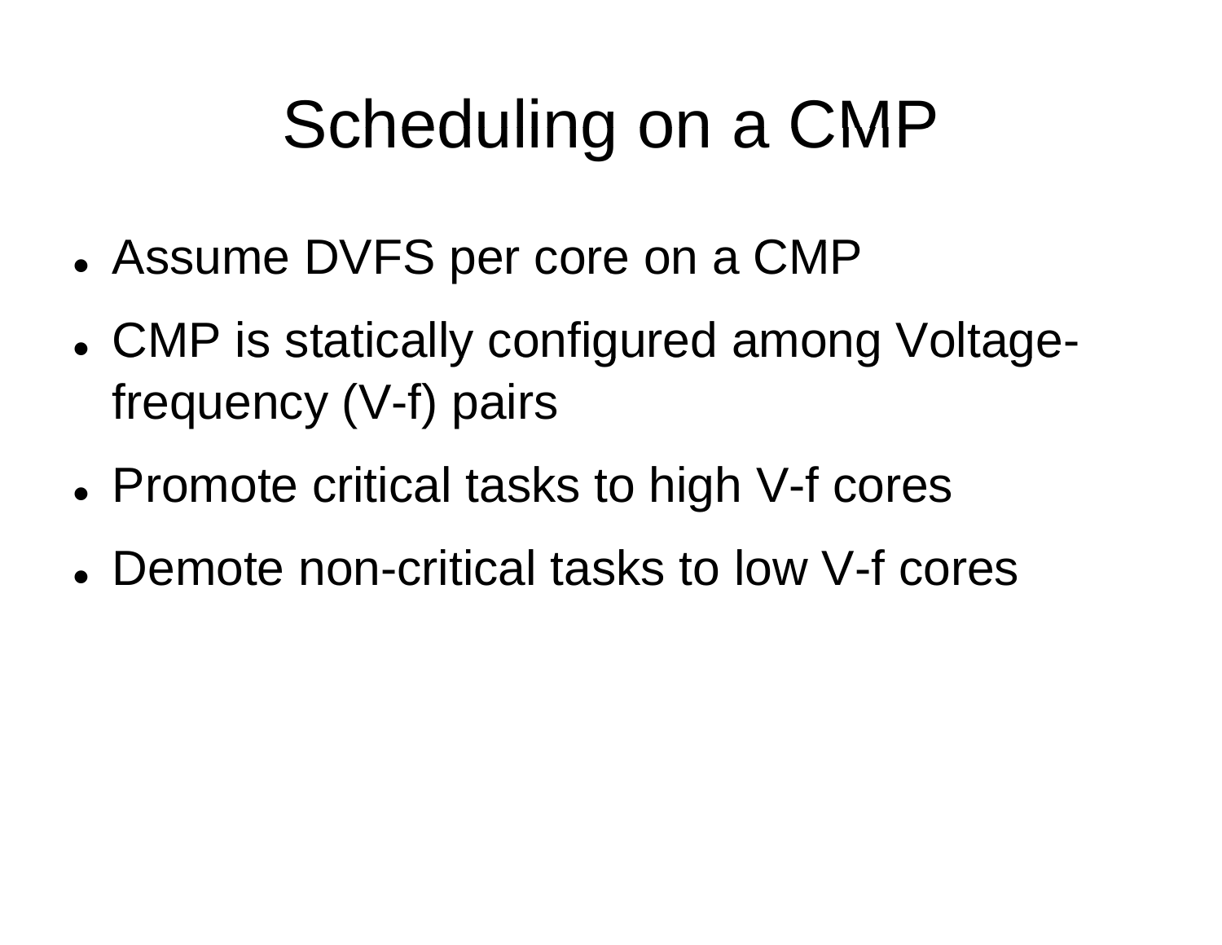# Scheduling on a CMP

- Assume DVFS per core on a CMP
- CMP is statically configured among Voltage-frequency (V-f) pairs
- Promote critical tasks to high V-f cores
- Demote non-critical tasks to low V-f cores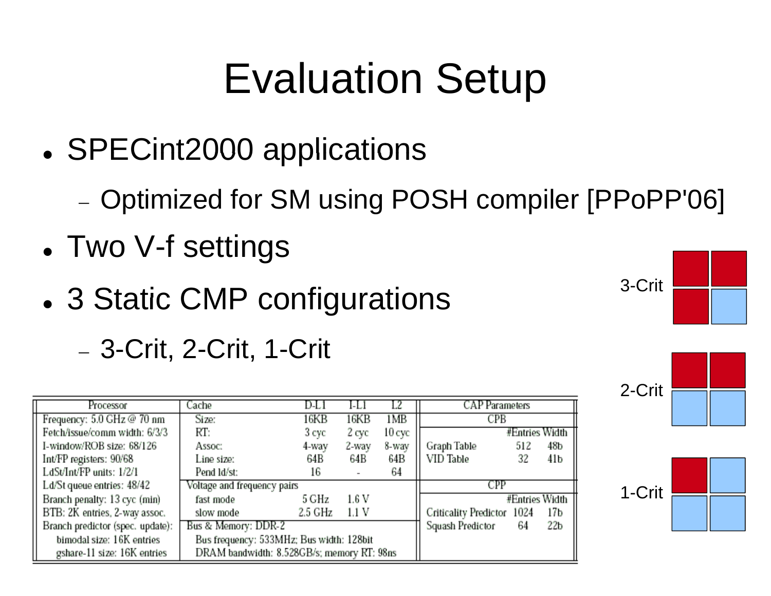# Evaluation Setup

- SPECint2000 applications
  - Optimized for SM using POSH compiler [PPoPP'06]
- Two V-f settings
- 3 Static CMP configurations
  - 3-Crit, 2-Crit, 1-Crit

3-Crit

2-Crit

1-Crit

| Processor | Cache | D-L1 | I-L1 | L2 | CAP Parameters | | |
|---|---|---|---|---|---|---|---|
| Frequency: 5.0 GHz @ 70 nm | Size: | 16KB | 16KB | 1MB | CPB | | |
| Fetch/issue/comm width: 6/3/3 | RT: | 3 cyc | 2 cyc | 10 cyc | | #Entries | Width |
| I-window/ROB size: 68/126 | Assoc: | 4-way | 2-way | 8-way | Graph Table | 512 | 48b |
| Int/FP registers: 90/68 | Line size: | 64B | 64B | 64B | VID Table | 32 | 41b |
| LdSt/Int/FP units: 1/2/1 | Pend ld/st: | 16 | - | 64 | | | |
| Ld/St queue entries: 48/42 | Voltage and frequency pairs | | | | CPP | | |
| Branch penalty: 13 cyc (min) | fast mode | 5 GHz | 1.6 V | | | #Entries | Width |
| BTB: 2K entries, 2-way assoc. | slow mode | 2.5 GHz | 1.1 V | | Criticality Predictor | 1024 | 17b |
| Branch predictor (spec. update): | Bus & Memory: DDR-2 | | | | Squash Predictor | 64 | 22b |
| bimodal size: 16K entries | Bus frequency: 533MHz; Bus width: 128bit | | | | | | |
| gshare-11 size: 16K entries | DRAM bandwidth: 8.528GB/s; memory RT: 98ns | | | | | | |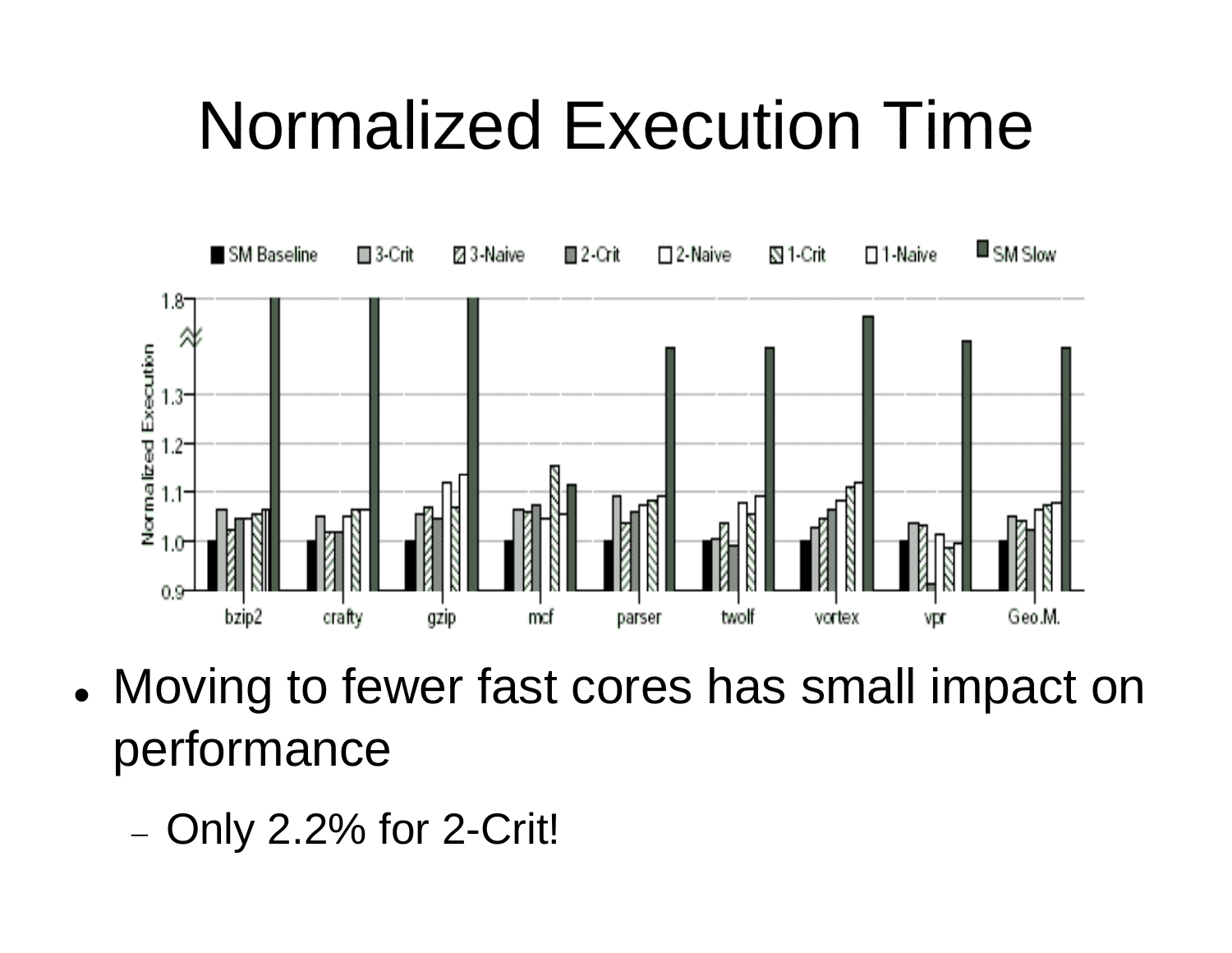# Normalized Execution Time

- Moving to fewer fast cores has small impact on performance
  - Only 2.2% for 2-Crit!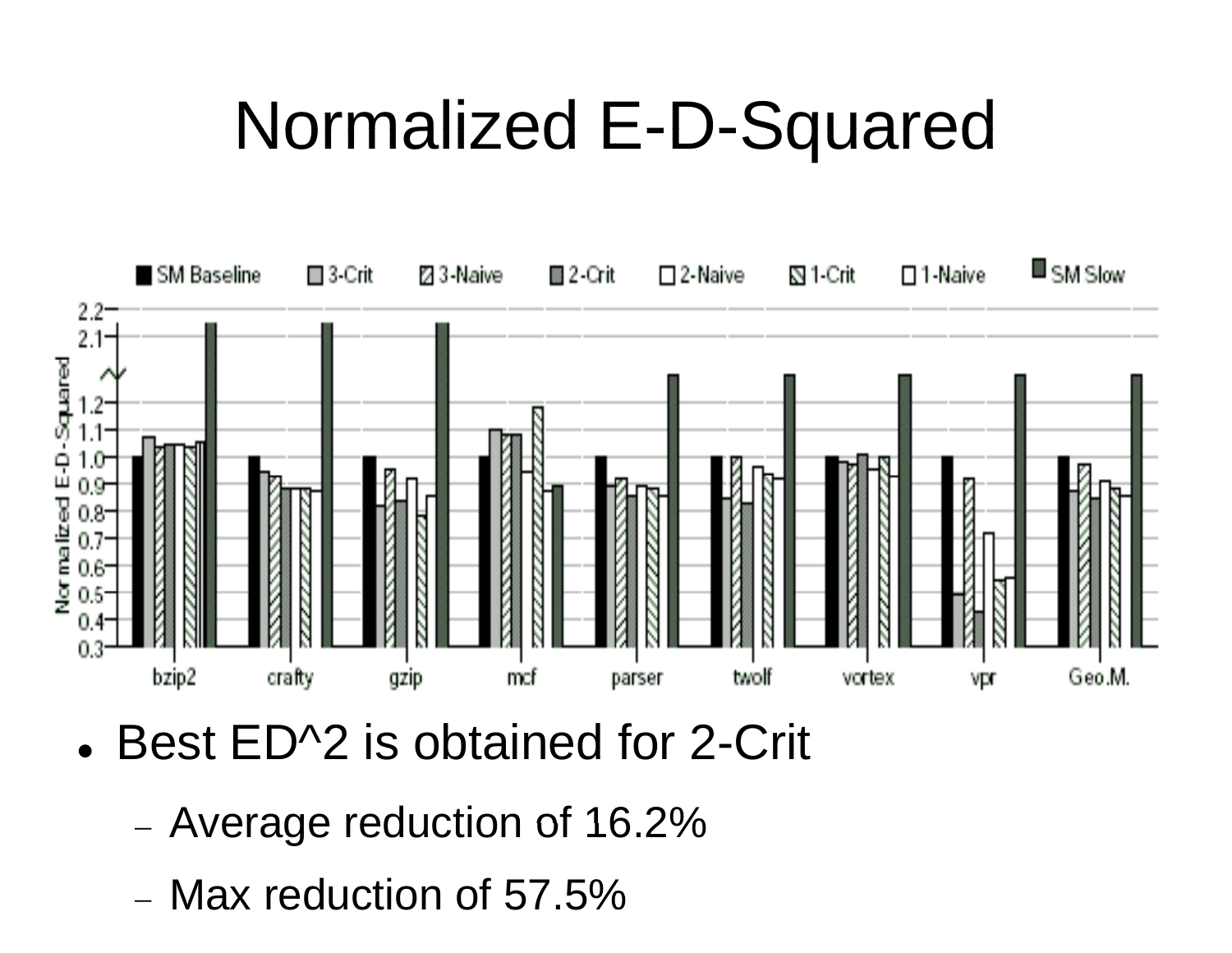# Normalized E-D-Squared

- Best ED^2 is obtained for 2-Crit
  - Average reduction of 16.2%
  - Max reduction of 57.5%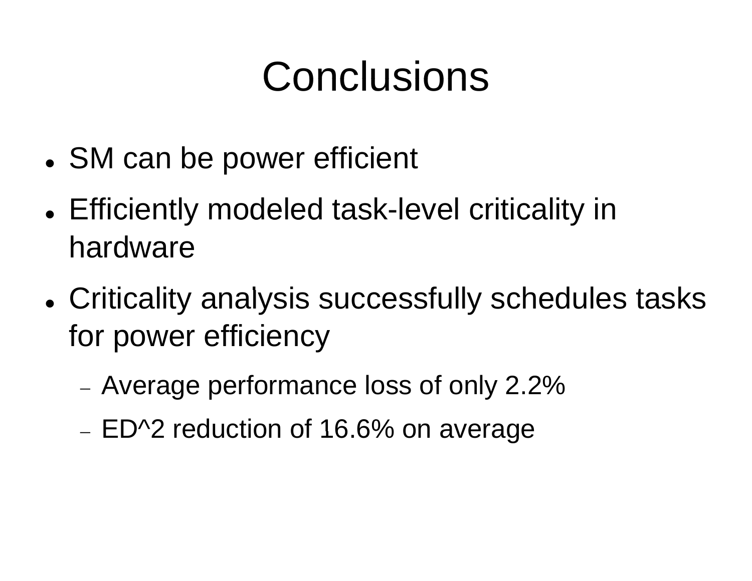# Conclusions

- SM can be power efficient
- Efficiently modeled task-level criticality in hardware
- Criticality analysis successfully schedules tasks for power efficiency
  - Average performance loss of only 2.2%
  - ED^2 reduction of 16.6% on average